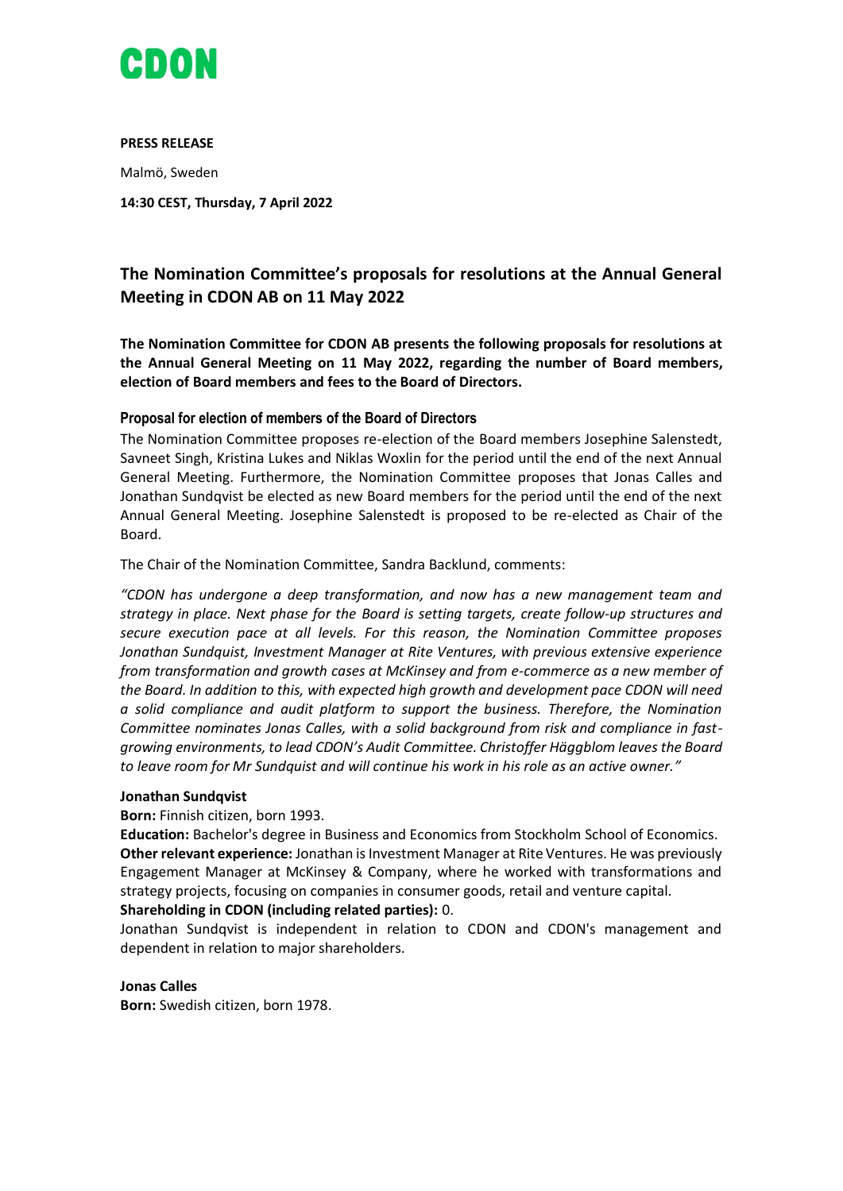# CDON

**PRESS RELEASE**

Malmö, Sweden

**14:30 CEST, Thursday, 7 April 2022**

## The Nomination Committee's proposals for resolutions at the Annual General Meeting in CDON AB on 11 May 2022

**The Nomination Committee for CDON AB presents the following proposals for resolutions at the Annual General Meeting on 11 May 2022, regarding the number of Board members, election of Board members and fees to the Board of Directors.**

### Proposal for election of members of the Board of Directors

The Nomination Committee proposes re-election of the Board members Josephine Salenstedt, Savneet Singh, Kristina Lukes and Niklas Woxlin for the period until the end of the next Annual General Meeting. Furthermore, the Nomination Committee proposes that Jonas Calles and Jonathan Sundqvist be elected as new Board members for the period until the end of the next Annual General Meeting. Josephine Salenstedt is proposed to be re-elected as Chair of the Board.

The Chair of the Nomination Committee, Sandra Backlund, comments:

*"CDON has undergone a deep transformation, and now has a new management team and strategy in place. Next phase for the Board is setting targets, create follow-up structures and secure execution pace at all levels. For this reason, the Nomination Committee proposes Jonathan Sundquist, Investment Manager at Rite Ventures, with previous extensive experience from transformation and growth cases at McKinsey and from e-commerce as a new member of the Board. In addition to this, with expected high growth and development pace CDON will need a solid compliance and audit platform to support the business. Therefore, the Nomination Committee nominates Jonas Calles, with a solid background from risk and compliance in fast-growing environments, to lead CDON's Audit Committee. Christoffer Häggblom leaves the Board to leave room for Mr Sundquist and will continue his work in his role as an active owner."*

**Jonathan Sundqvist**

**Born:** Finnish citizen, born 1993.

**Education:** Bachelor's degree in Business and Economics from Stockholm School of Economics.

**Other relevant experience:** Jonathan is Investment Manager at Rite Ventures. He was previously Engagement Manager at McKinsey & Company, where he worked with transformations and strategy projects, focusing on companies in consumer goods, retail and venture capital.

**Shareholding in CDON (including related parties):** 0.

Jonathan Sundqvist is independent in relation to CDON and CDON's management and dependent in relation to major shareholders.

**Jonas Calles**

**Born:** Swedish citizen, born 1978.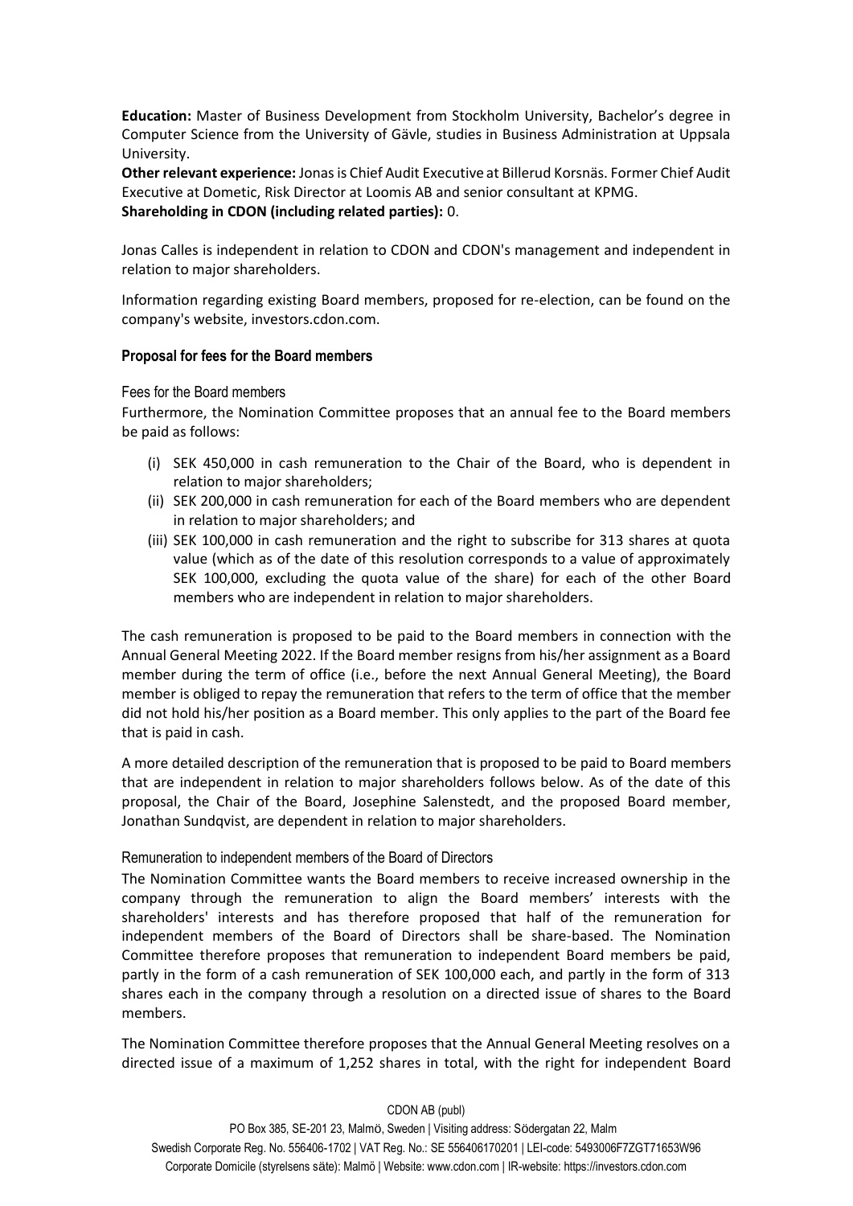**Education:** Master of Business Development from Stockholm University, Bachelor's degree in Computer Science from the University of Gävle, studies in Business Administration at Uppsala University.

**Other relevant experience:** Jonas is Chief Audit Executive at Billerud Korsnäs. Former Chief Audit Executive at Dometic, Risk Director at Loomis AB and senior consultant at KPMG.

**Shareholding in CDON (including related parties):** 0.

Jonas Calles is independent in relation to CDON and CDON's management and independent in relation to major shareholders.

Information regarding existing Board members, proposed for re-election, can be found on the company's website, investors.cdon.com.

### Proposal for fees for the Board members

#### Fees for the Board members

Furthermore, the Nomination Committee proposes that an annual fee to the Board members be paid as follows:

(i) SEK 450,000 in cash remuneration to the Chair of the Board, who is dependent in relation to major shareholders;

(ii) SEK 200,000 in cash remuneration for each of the Board members who are dependent in relation to major shareholders; and

(iii) SEK 100,000 in cash remuneration and the right to subscribe for 313 shares at quota value (which as of the date of this resolution corresponds to a value of approximately SEK 100,000, excluding the quota value of the share) for each of the other Board members who are independent in relation to major shareholders.

The cash remuneration is proposed to be paid to the Board members in connection with the Annual General Meeting 2022. If the Board member resigns from his/her assignment as a Board member during the term of office (i.e., before the next Annual General Meeting), the Board member is obliged to repay the remuneration that refers to the term of office that the member did not hold his/her position as a Board member. This only applies to the part of the Board fee that is paid in cash.

A more detailed description of the remuneration that is proposed to be paid to Board members that are independent in relation to major shareholders follows below. As of the date of this proposal, the Chair of the Board, Josephine Salenstedt, and the proposed Board member, Jonathan Sundqvist, are dependent in relation to major shareholders.

#### Remuneration to independent members of the Board of Directors

The Nomination Committee wants the Board members to receive increased ownership in the company through the remuneration to align the Board members' interests with the shareholders' interests and has therefore proposed that half of the remuneration for independent members of the Board of Directors shall be share-based. The Nomination Committee therefore proposes that remuneration to independent Board members be paid, partly in the form of a cash remuneration of SEK 100,000 each, and partly in the form of 313 shares each in the company through a resolution on a directed issue of shares to the Board members.

The Nomination Committee therefore proposes that the Annual General Meeting resolves on a directed issue of a maximum of 1,252 shares in total, with the right for independent Board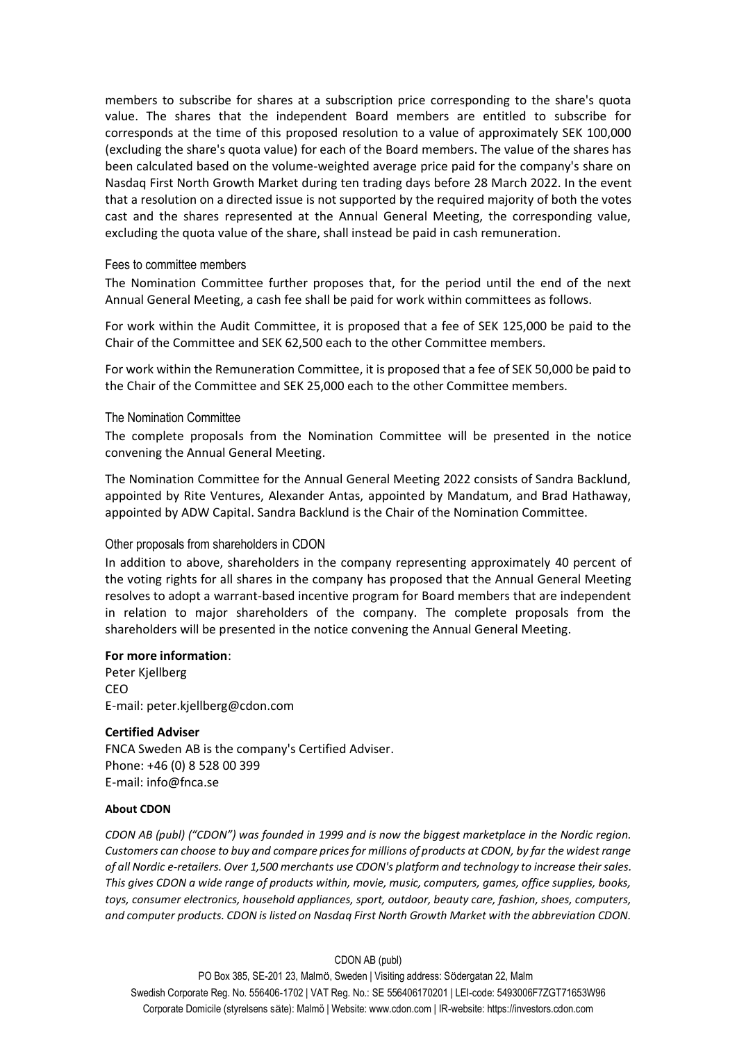members to subscribe for shares at a subscription price corresponding to the share's quota value. The shares that the independent Board members are entitled to subscribe for corresponds at the time of this proposed resolution to a value of approximately SEK 100,000 (excluding the share's quota value) for each of the Board members. The value of the shares has been calculated based on the volume-weighted average price paid for the company's share on Nasdaq First North Growth Market during ten trading days before 28 March 2022. In the event that a resolution on a directed issue is not supported by the required majority of both the votes cast and the shares represented at the Annual General Meeting, the corresponding value, excluding the quota value of the share, shall instead be paid in cash remuneration.

### Fees to committee members

The Nomination Committee further proposes that, for the period until the end of the next Annual General Meeting, a cash fee shall be paid for work within committees as follows.

For work within the Audit Committee, it is proposed that a fee of SEK 125,000 be paid to the Chair of the Committee and SEK 62,500 each to the other Committee members.

For work within the Remuneration Committee, it is proposed that a fee of SEK 50,000 be paid to the Chair of the Committee and SEK 25,000 each to the other Committee members.

### The Nomination Committee

The complete proposals from the Nomination Committee will be presented in the notice convening the Annual General Meeting.

The Nomination Committee for the Annual General Meeting 2022 consists of Sandra Backlund, appointed by Rite Ventures, Alexander Antas, appointed by Mandatum, and Brad Hathaway, appointed by ADW Capital. Sandra Backlund is the Chair of the Nomination Committee.

### Other proposals from shareholders in CDON

In addition to above, shareholders in the company representing approximately 40 percent of the voting rights for all shares in the company has proposed that the Annual General Meeting resolves to adopt a warrant-based incentive program for Board members that are independent in relation to major shareholders of the company. The complete proposals from the shareholders will be presented in the notice convening the Annual General Meeting.

**For more information**:
Peter Kjellberg
CEO
E-mail: peter.kjellberg@cdon.com

**Certified Adviser**
FNCA Sweden AB is the company's Certified Adviser.
Phone: +46 (0) 8 528 00 399
E-mail: info@fnca.se

**About CDON**

*CDON AB (publ) ("CDON") was founded in 1999 and is now the biggest marketplace in the Nordic region. Customers can choose to buy and compare prices for millions of products at CDON, by far the widest range of all Nordic e-retailers. Over 1,500 merchants use CDON's platform and technology to increase their sales. This gives CDON a wide range of products within, movie, music, computers, games, office supplies, books, toys, consumer electronics, household appliances, sport, outdoor, beauty care, fashion, shoes, computers, and computer products. CDON is listed on Nasdaq First North Growth Market with the abbreviation CDON.*

CDON AB (publ)
PO Box 385, SE-201 23, Malmö, Sweden | Visiting address: Södergatan 22, Malm
Swedish Corporate Reg. No. 556406-1702 | VAT Reg. No.: SE 556406170201 | LEI-code: 5493006F7ZGT71653W96
Corporate Domicile (styrelsens säte): Malmö | Website: www.cdon.com | IR-website: https://investors.cdon.com